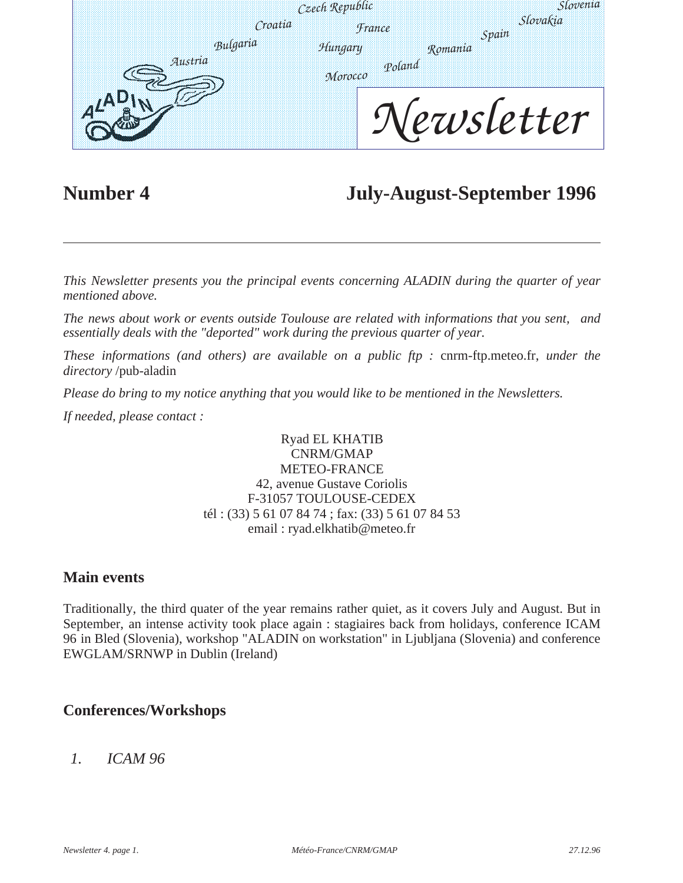Czech Republic Slovenia Croatia France Slovakia Spain Bulgaria Hungary Romania Austria Poland Morocco

ALADIN

# Newsletter

## Number 4 July-August-September 1996

---

*This Newsletter presents you the principal events concerning ALADIN during the quarter of year mentioned above.*

*The news about work or events outside Toulouse are related with informations that you sent, and essentially deals with the "deported" work during the previous quarter of year.*

*These informations (and others) are available on a public ftp :* cnrm-ftp.meteo.fr, *under the directory* /pub-aladin

*Please do bring to my notice anything that you would like to be mentioned in the Newsletters.*

*If needed, please contact :*

Ryad EL KHATIB
CNRM/GMAP
METEO-FRANCE
42, avenue Gustave Coriolis
F-31057 TOULOUSE-CEDEX
tél : (33) 5 61 07 84 74 ; fax: (33) 5 61 07 84 53
email : ryad.elkhatib@meteo.fr

## Main events

Traditionally, the third quater of the year remains rather quiet, as it covers July and August. But in September, an intense activity took place again : stagiaires back from holidays, conference ICAM 96 in Bled (Slovenia), workshop "ALADIN on workstation" in Ljubljana (Slovenia) and conference EWGLAM/SRNWP in Dublin (Ireland)

## Conferences/Workshops

*1. ICAM 96*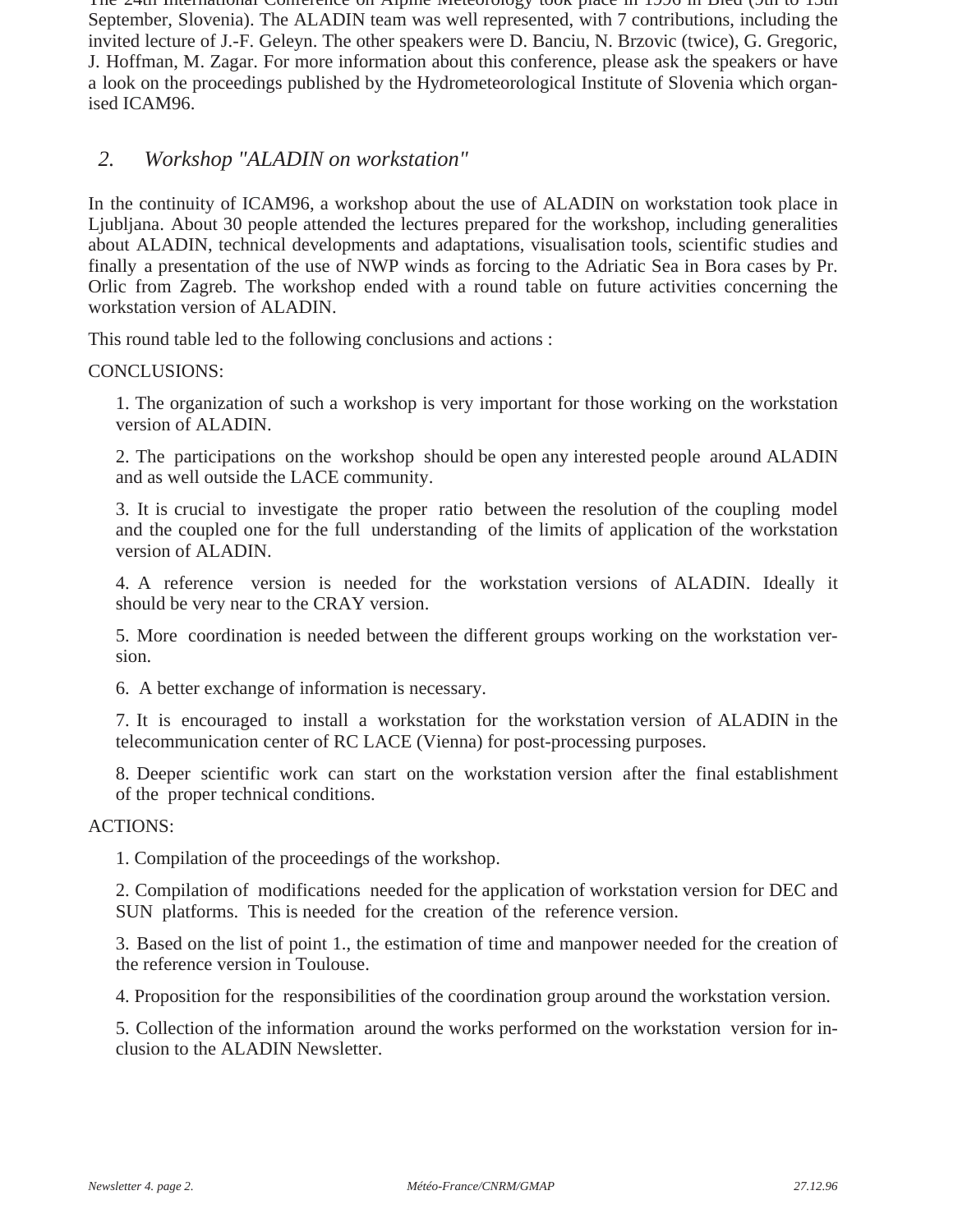The 24th International Conference on Alpine Meteorology took place in 1996 in Bled (9th to 13th September, Slovenia). The ALADIN team was well represented, with 7 contributions, including the invited lecture of J.-F. Geleyn. The other speakers were D. Banciu, N. Brzovic (twice), G. Gregoric, J. Hoffman, M. Zagar. For more information about this conference, please ask the speakers or have a look on the proceedings published by the Hydrometeorological Institute of Slovenia which organised ICAM96.

## *2. Workshop "ALADIN on workstation"*

In the continuity of ICAM96, a workshop about the use of ALADIN on workstation took place in Ljubljana. About 30 people attended the lectures prepared for the workshop, including generalities about ALADIN, technical developments and adaptations, visualisation tools, scientific studies and finally a presentation of the use of NWP winds as forcing to the Adriatic Sea in Bora cases by Pr. Orlic from Zagreb. The workshop ended with a round table on future activities concerning the workstation version of ALADIN.

This round table led to the following conclusions and actions :

CONCLUSIONS:

1. The organization of such a workshop is very important for those working on the workstation version of ALADIN.

2. The participations on the workshop should be open any interested people around ALADIN and as well outside the LACE community.

3. It is crucial to investigate the proper ratio between the resolution of the coupling model and the coupled one for the full understanding of the limits of application of the workstation version of ALADIN.

4. A reference version is needed for the workstation versions of ALADIN. Ideally it should be very near to the CRAY version.

5. More coordination is needed between the different groups working on the workstation version.

6. A better exchange of information is necessary.

7. It is encouraged to install a workstation for the workstation version of ALADIN in the telecommunication center of RC LACE (Vienna) for post-processing purposes.

8. Deeper scientific work can start on the workstation version after the final establishment of the proper technical conditions.

ACTIONS:

1. Compilation of the proceedings of the workshop.

2. Compilation of modifications needed for the application of workstation version for DEC and SUN platforms. This is needed for the creation of the reference version.

3. Based on the list of point 1., the estimation of time and manpower needed for the creation of the reference version in Toulouse.

4. Proposition for the responsibilities of the coordination group around the workstation version.

5. Collection of the information around the works performed on the workstation version for inclusion to the ALADIN Newsletter.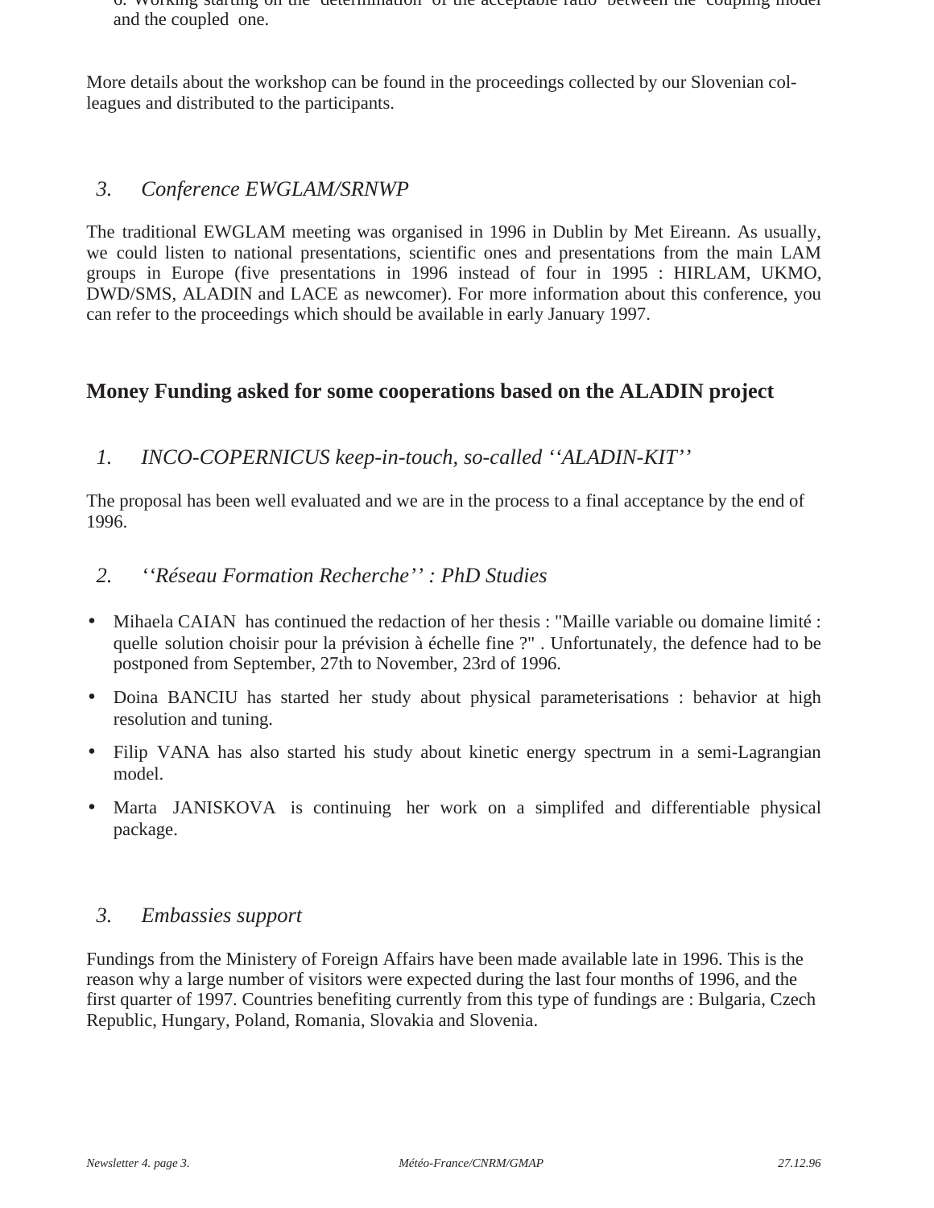6. Working starting on the determination of the acceptable ratio between the coupling model and the coupled one.

More details about the workshop can be found in the proceedings collected by our Slovenian colleagues and distributed to the participants.

### *3. Conference EWGLAM/SRNWP*

The traditional EWGLAM meeting was organised in 1996 in Dublin by Met Eireann. As usually, we could listen to national presentations, scientific ones and presentations from the main LAM groups in Europe (five presentations in 1996 instead of four in 1995 : HIRLAM, UKMO, DWD/SMS, ALADIN and LACE as newcomer). For more information about this conference, you can refer to the proceedings which should be available in early January 1997.

## Money Funding asked for some cooperations based on the ALADIN project

### *1. INCO-COPERNICUS keep-in-touch, so-called ''ALADIN-KIT''*

The proposal has been well evaluated and we are in the process to a final acceptance by the end of 1996.

### *2. ''Réseau Formation Recherche'' : PhD Studies*

- Mihaela CAIAN has continued the redaction of her thesis : "Maille variable ou domaine limité : quelle solution choisir pour la prévision à échelle fine ?" . Unfortunately, the defence had to be postponed from September, 27th to November, 23rd of 1996.
- Doina BANCIU has started her study about physical parameterisations : behavior at high resolution and tuning.
- Filip VANA has also started his study about kinetic energy spectrum in a semi-Lagrangian model.
- Marta JANISKOVA is continuing her work on a simplifed and differentiable physical package.

### *3. Embassies support*

Fundings from the Ministery of Foreign Affairs have been made available late in 1996. This is the reason why a large number of visitors were expected during the last four months of 1996, and the first quarter of 1997. Countries benefiting currently from this type of fundings are : Bulgaria, Czech Republic, Hungary, Poland, Romania, Slovakia and Slovenia.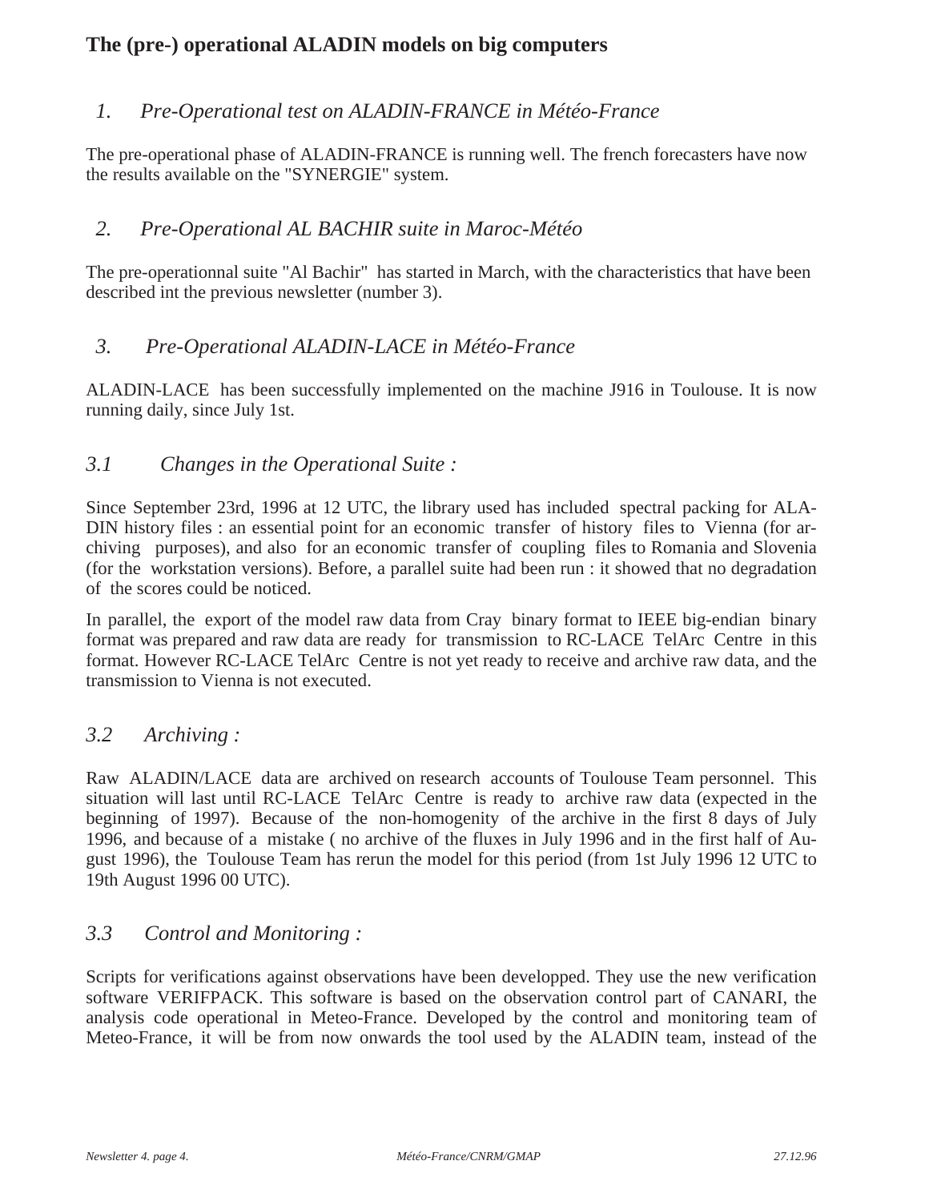# The (pre-) operational ALADIN models on big computers

## *1. Pre-Operational test on ALADIN-FRANCE in Météo-France*

The pre-operational phase of ALADIN-FRANCE is running well. The french forecasters have now the results available on the "SYNERGIE" system.

## *2. Pre-Operational AL BACHIR suite in Maroc-Météo*

The pre-operationnal suite "Al Bachir" has started in March, with the characteristics that have been described int the previous newsletter (number 3).

## *3. Pre-Operational ALADIN-LACE in Météo-France*

ALADIN-LACE has been successfully implemented on the machine J916 in Toulouse. It is now running daily, since July 1st.

### *3.1 Changes in the Operational Suite :*

Since September 23rd, 1996 at 12 UTC, the library used has included spectral packing for ALADIN history files : an essential point for an economic transfer of history files to Vienna (for archiving purposes), and also for an economic transfer of coupling files to Romania and Slovenia (for the workstation versions). Before, a parallel suite had been run : it showed that no degradation of the scores could be noticed.

In parallel, the export of the model raw data from Cray binary format to IEEE big-endian binary format was prepared and raw data are ready for transmission to RC-LACE TelArc Centre in this format. However RC-LACE TelArc Centre is not yet ready to receive and archive raw data, and the transmission to Vienna is not executed.

### *3.2 Archiving :*

Raw ALADIN/LACE data are archived on research accounts of Toulouse Team personnel. This situation will last until RC-LACE TelArc Centre is ready to archive raw data (expected in the beginning of 1997). Because of the non-homogenity of the archive in the first 8 days of July 1996, and because of a mistake ( no archive of the fluxes in July 1996 and in the first half of August 1996), the Toulouse Team has rerun the model for this period (from 1st July 1996 12 UTC to 19th August 1996 00 UTC).

### *3.3 Control and Monitoring :*

Scripts for verifications against observations have been developped. They use the new verification software VERIFPACK. This software is based on the observation control part of CANARI, the analysis code operational in Meteo-France. Developed by the control and monitoring team of Meteo-France, it will be from now onwards the tool used by the ALADIN team, instead of the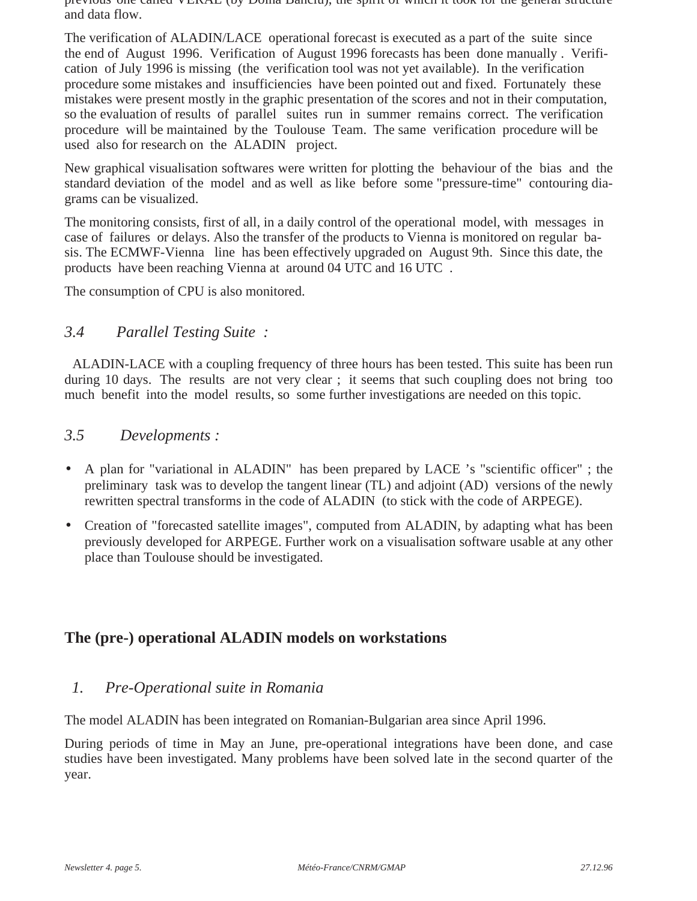previous one called VERAL (by Doina Banciu), the spirit of which it took for the general structure and data flow.

The verification of ALADIN/LACE operational forecast is executed as a part of the suite since the end of August 1996. Verification of August 1996 forecasts has been done manually . Verification of July 1996 is missing (the verification tool was not yet available). In the verification procedure some mistakes and insufficiencies have been pointed out and fixed. Fortunately these mistakes were present mostly in the graphic presentation of the scores and not in their computation, so the evaluation of results of parallel suites run in summer remains correct. The verification procedure will be maintained by the Toulouse Team. The same verification procedure will be used also for research on the ALADIN project.

New graphical visualisation softwares were written for plotting the behaviour of the bias and the standard deviation of the model and as well as like before some "pressure-time" contouring diagrams can be visualized.

The monitoring consists, first of all, in a daily control of the operational model, with messages in case of failures or delays. Also the transfer of the products to Vienna is monitored on regular basis. The ECMWF-Vienna line has been effectively upgraded on August 9th. Since this date, the products have been reaching Vienna at around 04 UTC and 16 UTC .

The consumption of CPU is also monitored.

### *3.4 Parallel Testing Suite :*

ALADIN-LACE with a coupling frequency of three hours has been tested. This suite has been run during 10 days. The results are not very clear ; it seems that such coupling does not bring too much benefit into the model results, so some further investigations are needed on this topic.

### *3.5 Developments :*

- A plan for "variational in ALADIN" has been prepared by LACE 's "scientific officer" ; the preliminary task was to develop the tangent linear (TL) and adjoint (AD) versions of the newly rewritten spectral transforms in the code of ALADIN (to stick with the code of ARPEGE).
- Creation of "forecasted satellite images", computed from ALADIN, by adapting what has been previously developed for ARPEGE. Further work on a visualisation software usable at any other place than Toulouse should be investigated.

## The (pre-) operational ALADIN models on workstations

### *1. Pre-Operational suite in Romania*

The model ALADIN has been integrated on Romanian-Bulgarian area since April 1996.

During periods of time in May an June, pre-operational integrations have been done, and case studies have been investigated. Many problems have been solved late in the second quarter of the year.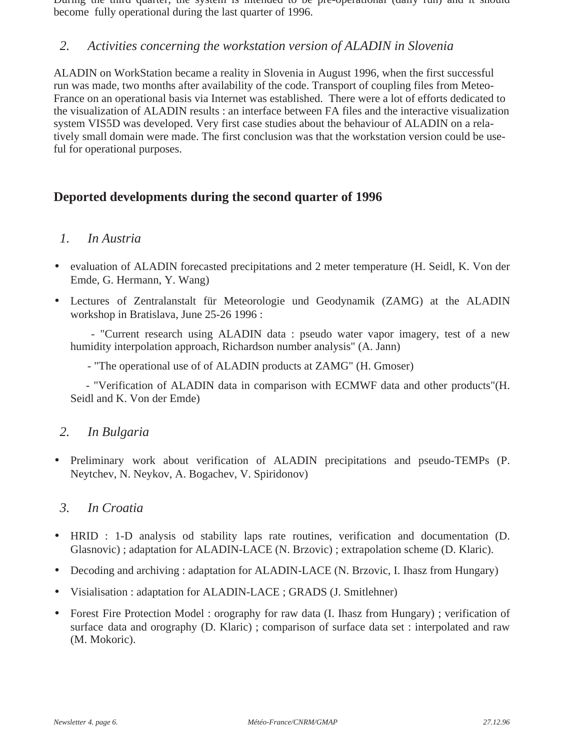During the third quarter, the system is intended to be pre-operational (daily run) and it should become fully operational during the last quarter of 1996.

### *2. Activities concerning the workstation version of ALADIN in Slovenia*

ALADIN on WorkStation became a reality in Slovenia in August 1996, when the first successful run was made, two months after availability of the code. Transport of coupling files from Meteo-France on an operational basis via Internet was established. There were a lot of efforts dedicated to the visualization of ALADIN results : an interface between FA files and the interactive visualization system VIS5D was developed. Very first case studies about the behaviour of ALADIN on a relatively small domain were made. The first conclusion was that the workstation version could be useful for operational purposes.

## Deported developments during the second quarter of 1996

### *1. In Austria*

- evaluation of ALADIN forecasted precipitations and 2 meter temperature (H. Seidl, K. Von der Emde, G. Hermann, Y. Wang)
- Lectures of Zentralanstalt für Meteorologie und Geodynamik (ZAMG) at the ALADIN workshop in Bratislava, June 25-26 1996 :

  - "Current research using ALADIN data : pseudo water vapor imagery, test of a new humidity interpolation approach, Richardson number analysis" (A. Jann)

  - "The operational use of of ALADIN products at ZAMG" (H. Gmoser)

  - "Verification of ALADIN data in comparison with ECMWF data and other products"(H. Seidl and K. Von der Emde)

### *2. In Bulgaria*

- Preliminary work about verification of ALADIN precipitations and pseudo-TEMPs (P. Neytchev, N. Neykov, A. Bogachev, V. Spiridonov)

### *3. In Croatia*

- HRID : 1-D analysis od stability laps rate routines, verification and documentation (D. Glasnovic) ; adaptation for ALADIN-LACE (N. Brzovic) ; extrapolation scheme (D. Klaric).
- Decoding and archiving : adaptation for ALADIN-LACE (N. Brzovic, I. Ihasz from Hungary)
- Visialisation : adaptation for ALADIN-LACE ; GRADS (J. Smitlehner)
- Forest Fire Protection Model : orography for raw data (I. Ihasz from Hungary) ; verification of surface data and orography (D. Klaric) ; comparison of surface data set : interpolated and raw (M. Mokoric).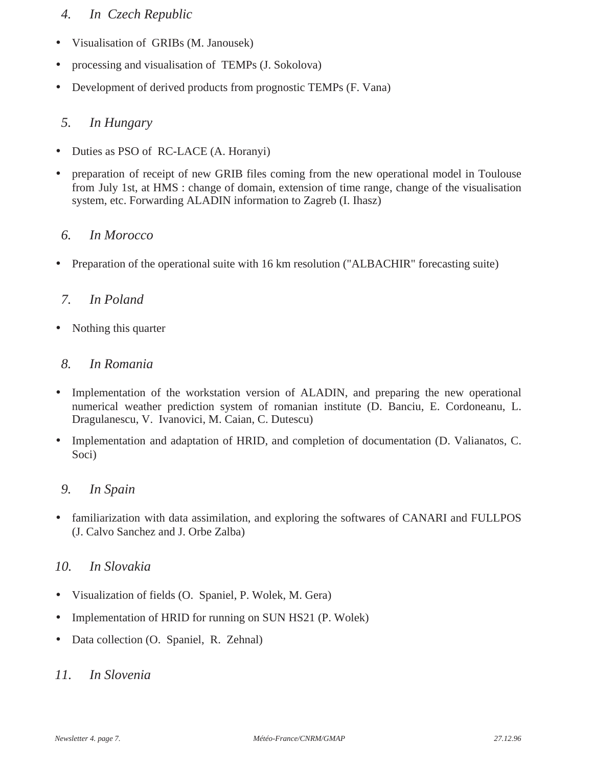### *4. In Czech Republic*

- Visualisation of GRIBs (M. Janousek)
- processing and visualisation of TEMPs (J. Sokolova)
- Development of derived products from prognostic TEMPs (F. Vana)

### *5. In Hungary*

- Duties as PSO of RC-LACE (A. Horanyi)
- preparation of receipt of new GRIB files coming from the new operational model in Toulouse from July 1st, at HMS : change of domain, extension of time range, change of the visualisation system, etc. Forwarding ALADIN information to Zagreb (I. Ihasz)

### *6. In Morocco*

- Preparation of the operational suite with 16 km resolution ("ALBACHIR" forecasting suite)

### *7. In Poland*

- Nothing this quarter

### *8. In Romania*

- Implementation of the workstation version of ALADIN, and preparing the new operational numerical weather prediction system of romanian institute (D. Banciu, E. Cordoneanu, L. Dragulanescu, V. Ivanovici, M. Caian, C. Dutescu)
- Implementation and adaptation of HRID, and completion of documentation (D. Valianatos, C. Soci)

### *9. In Spain*

- familiarization with data assimilation, and exploring the softwares of CANARI and FULLPOS (J. Calvo Sanchez and J. Orbe Zalba)

### *10. In Slovakia*

- Visualization of fields (O. Spaniel, P. Wolek, M. Gera)
- Implementation of HRID for running on SUN HS21 (P. Wolek)
- Data collection (O. Spaniel, R. Zehnal)

### *11. In Slovenia*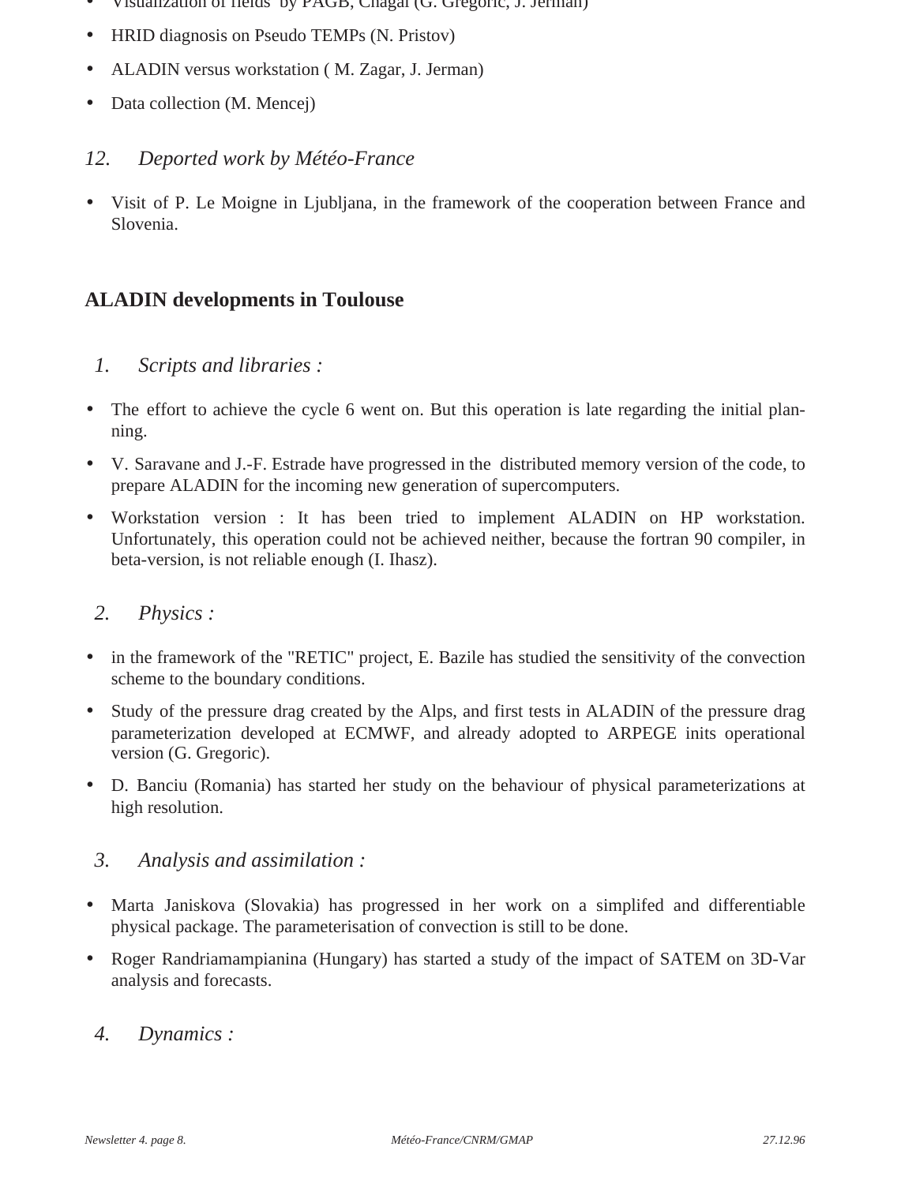- Visualization of fields  by PAGB, Chagal (G. Gregoric, J. Jerman)
- HRID diagnosis on Pseudo TEMPs (N. Pristov)
- ALADIN versus workstation ( M. Zagar, J. Jerman)
- Data collection (M. Mencej)

### *12. Deported work by Météo-France*

- Visit of P. Le Moigne in Ljubljana, in the framework of the cooperation between France and Slovenia.

## ALADIN developments in Toulouse

### *1. Scripts and libraries :*

- The effort to achieve the cycle 6 went on. But this operation is late regarding the initial planning.
- V. Saravane and J.-F. Estrade have progressed in the  distributed memory version of the code, to prepare ALADIN for the incoming new generation of supercomputers.
- Workstation version : It has been tried to implement ALADIN on HP workstation. Unfortunately, this operation could not be achieved neither, because the fortran 90 compiler, in beta-version, is not reliable enough (I. Ihasz).

### *2. Physics :*

- in the framework of the "RETIC" project, E. Bazile has studied the sensitivity of the convection scheme to the boundary conditions.
- Study of the pressure drag created by the Alps, and first tests in ALADIN of the pressure drag parameterization developed at ECMWF, and already adopted to ARPEGE inits operational version (G. Gregoric).
- D. Banciu (Romania) has started her study on the behaviour of physical parameterizations at high resolution.

### *3. Analysis and assimilation :*

- Marta Janiskova (Slovakia) has progressed in her work on a simplifed and differentiable physical package. The parameterisation of convection is still to be done.
- Roger Randriamampianina (Hungary) has started a study of the impact of SATEM on 3D-Var analysis and forecasts.

### *4. Dynamics :*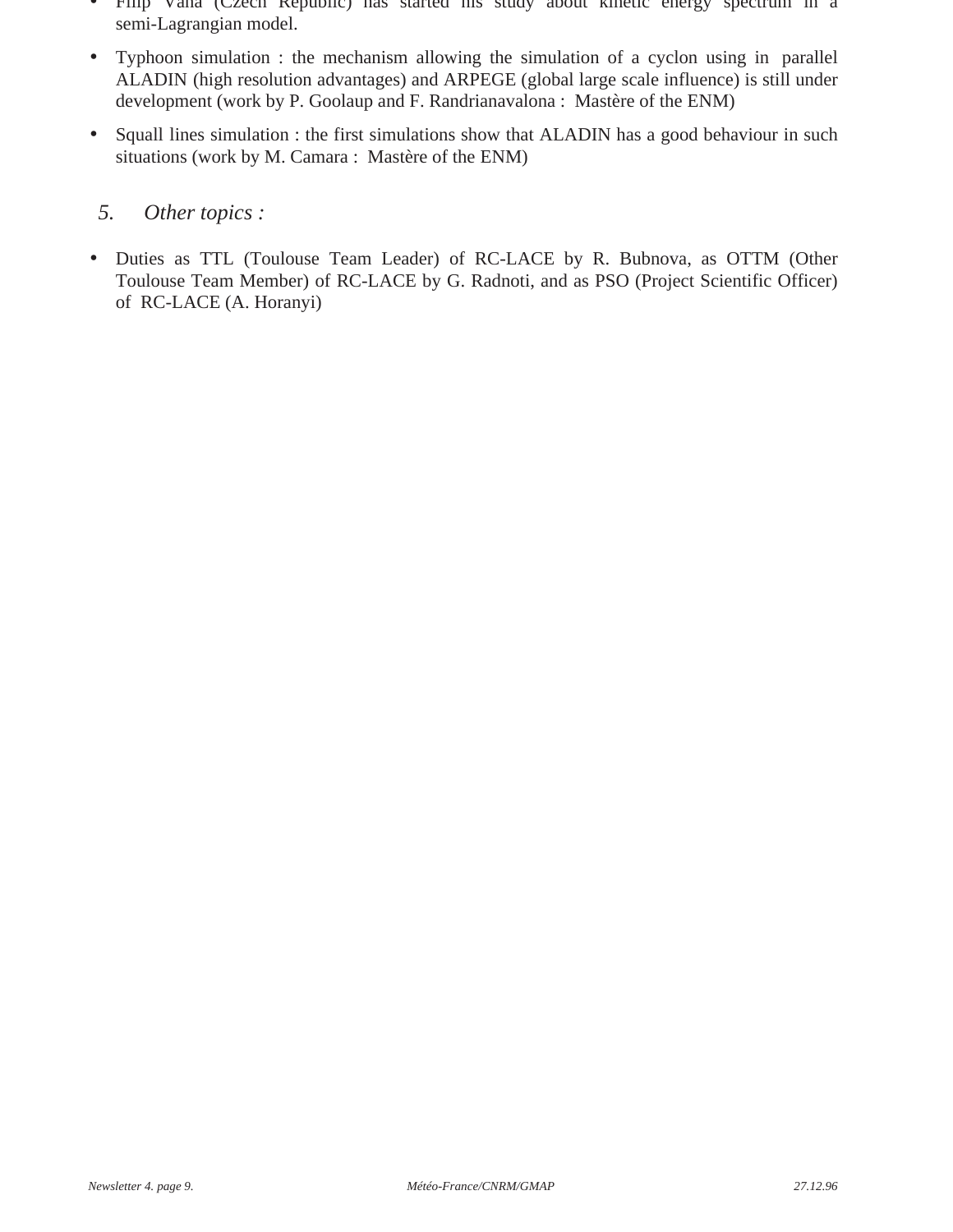- Filip Vaňa (Czech Republic) has started his study about kinetic energy spectrum in a semi-Lagrangian model.
- Typhoon simulation : the mechanism allowing the simulation of a cyclon using in parallel ALADIN (high resolution advantages) and ARPEGE (global large scale influence) is still under development (work by P. Goolaup and F. Randrianavalona : Mastère of the ENM)
- Squall lines simulation : the first simulations show that ALADIN has a good behaviour in such situations (work by M. Camara : Mastère of the ENM)

## *5. Other topics :*

- Duties as TTL (Toulouse Team Leader) of RC-LACE by R. Bubnova, as OTTM (Other Toulouse Team Member) of RC-LACE by G. Radnoti, and as PSO (Project Scientific Officer) of RC-LACE (A. Horanyi)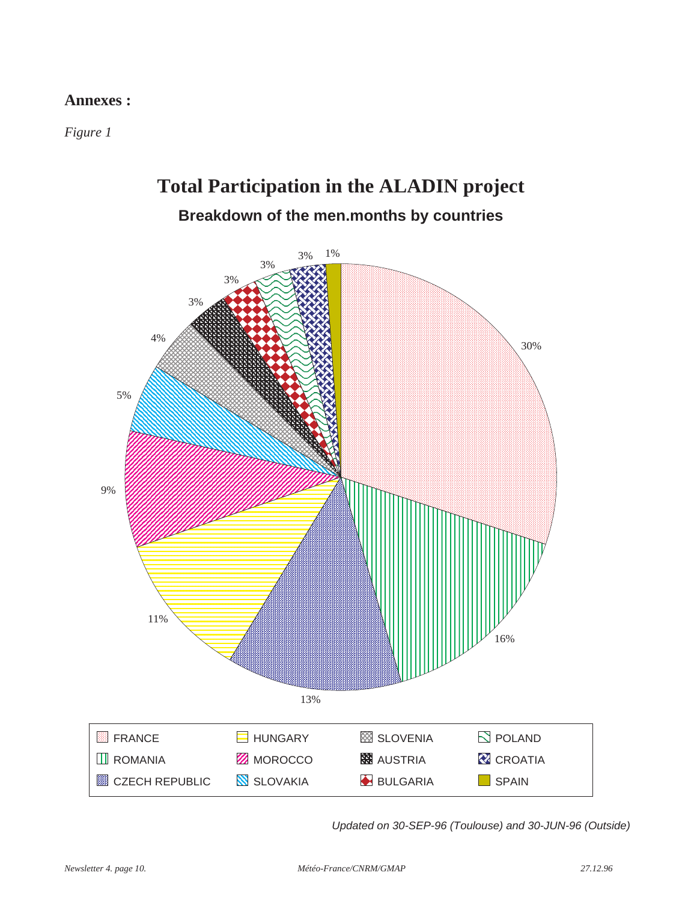**Annexes :**

*Figure 1*

# Total Participation in the ALADIN project

## Breakdown of the men.months by countries

| Country | Share |
|---|---|
| FRANCE | 30% |
| ROMANIA | 16% |
| CZECH REPUBLIC | 13% |
| HUNGARY | 11% |
| MOROCCO | 9% |
| SLOVAKIA | 5% |
| SLOVENIA | 4% |
| AUSTRIA | 3% |
| BULGARIA | 3% |
| POLAND | 3% |
| CROATIA | 3% |
| SPAIN | 1% |

*Updated on 30-SEP-96 (Toulouse) and 30-JUN-96 (Outside)*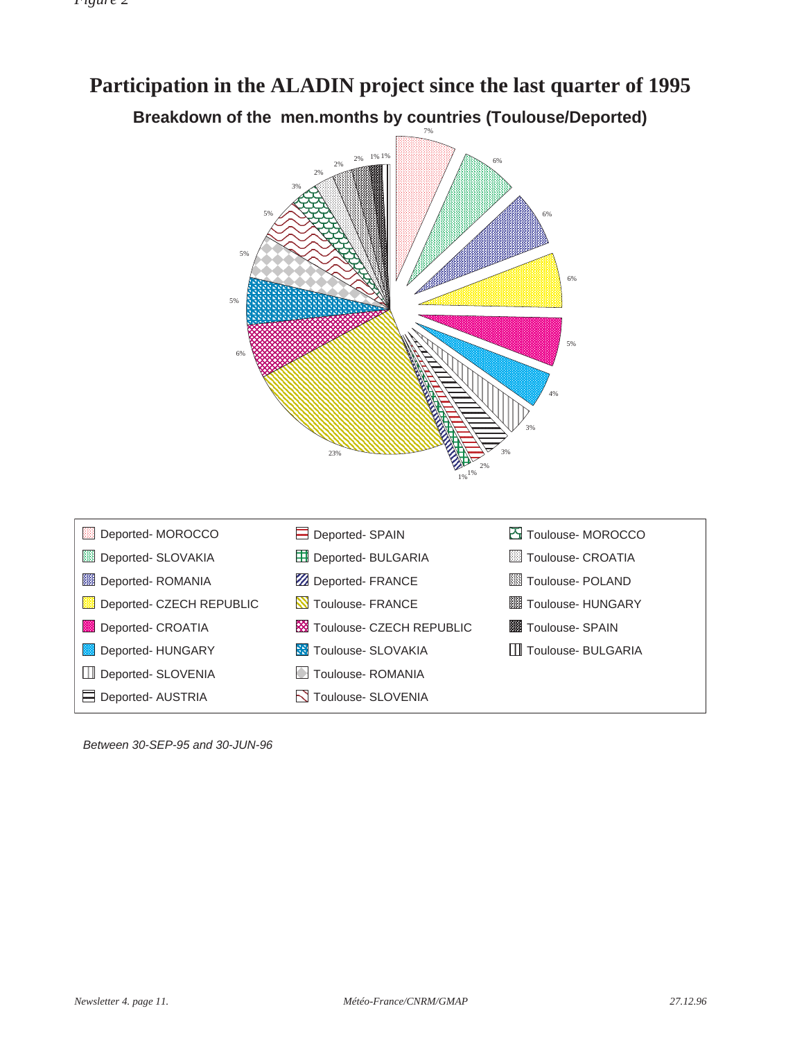*Figure 2*

# Participation in the ALADIN project since the last quarter of 1995

## Breakdown of the men.months by countries (Toulouse/Deported)

7% 6% 6% 6% 5% 4% 3% 3% 2% 1% 1% 23% 6% 5% 5% 5% 3% 2% 2% 2% 1% 1%

| | | |
|---|---|---|
| Deported- MOROCCO | Deported- SPAIN | Toulouse- MOROCCO |
| Deported- SLOVAKIA | Deported- BULGARIA | Toulouse- CROATIA |
| Deported- ROMANIA | Deported- FRANCE | Toulouse- POLAND |
| Deported- CZECH REPUBLIC | Toulouse- FRANCE | Toulouse- HUNGARY |
| Deported- CROATIA | Toulouse- CZECH REPUBLIC | Toulouse- SPAIN |
| Deported- HUNGARY | Toulouse- SLOVAKIA | Toulouse- BULGARIA |
| Deported- SLOVENIA | Toulouse- ROMANIA | |
| Deported- AUSTRIA | Toulouse- SLOVENIA | |

*Between 30-SEP-95 and 30-JUN-96*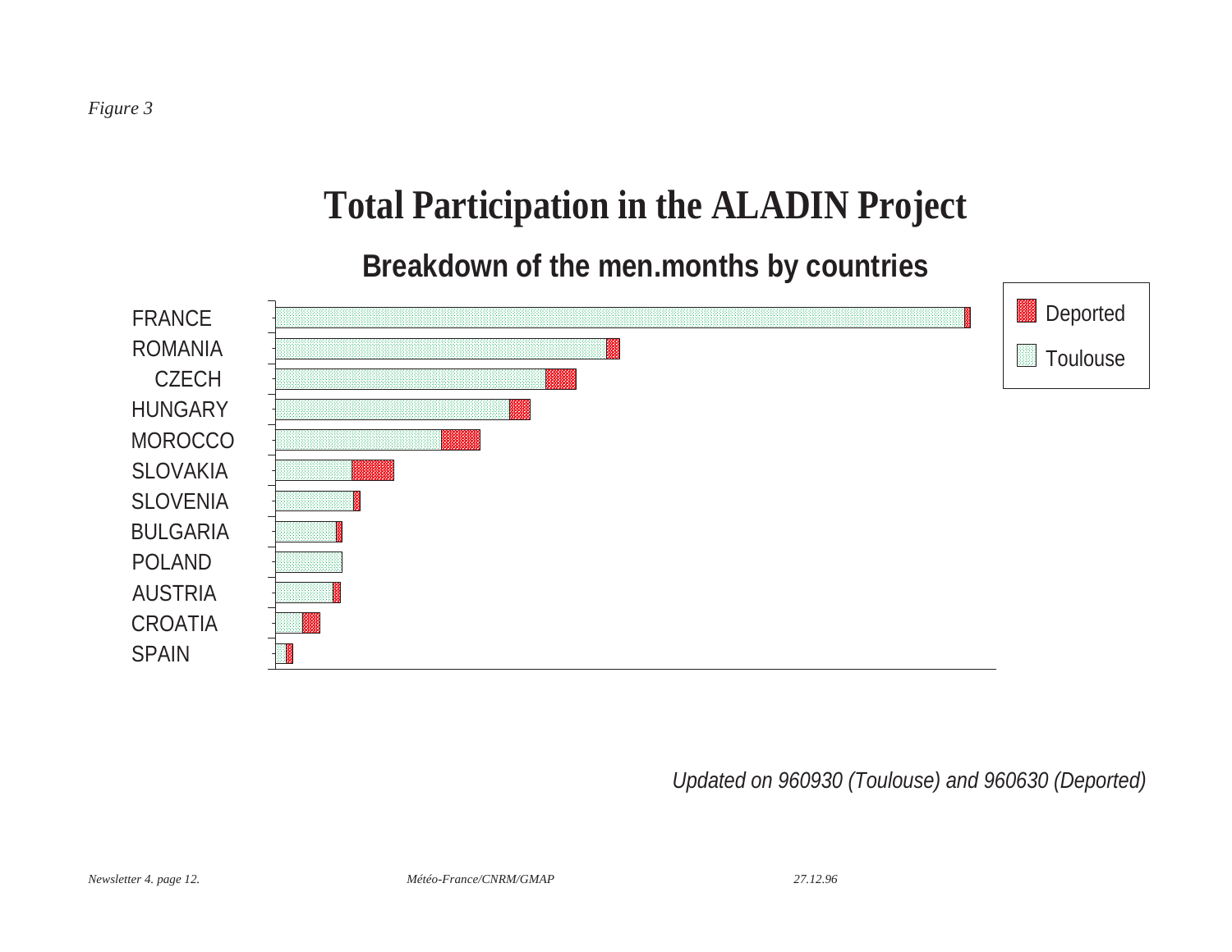*Figure 3*

# Total Participation in the ALADIN Project

## Breakdown of the men.months by countries

Deported

Toulouse

FRANCE

ROMANIA

CZECH

HUNGARY

MOROCCO

SLOVAKIA

SLOVENIA

BULGARIA

POLAND

AUSTRIA

CROATIA

SPAIN

*Updated on 960930 (Toulouse) and 960630 (Deported)*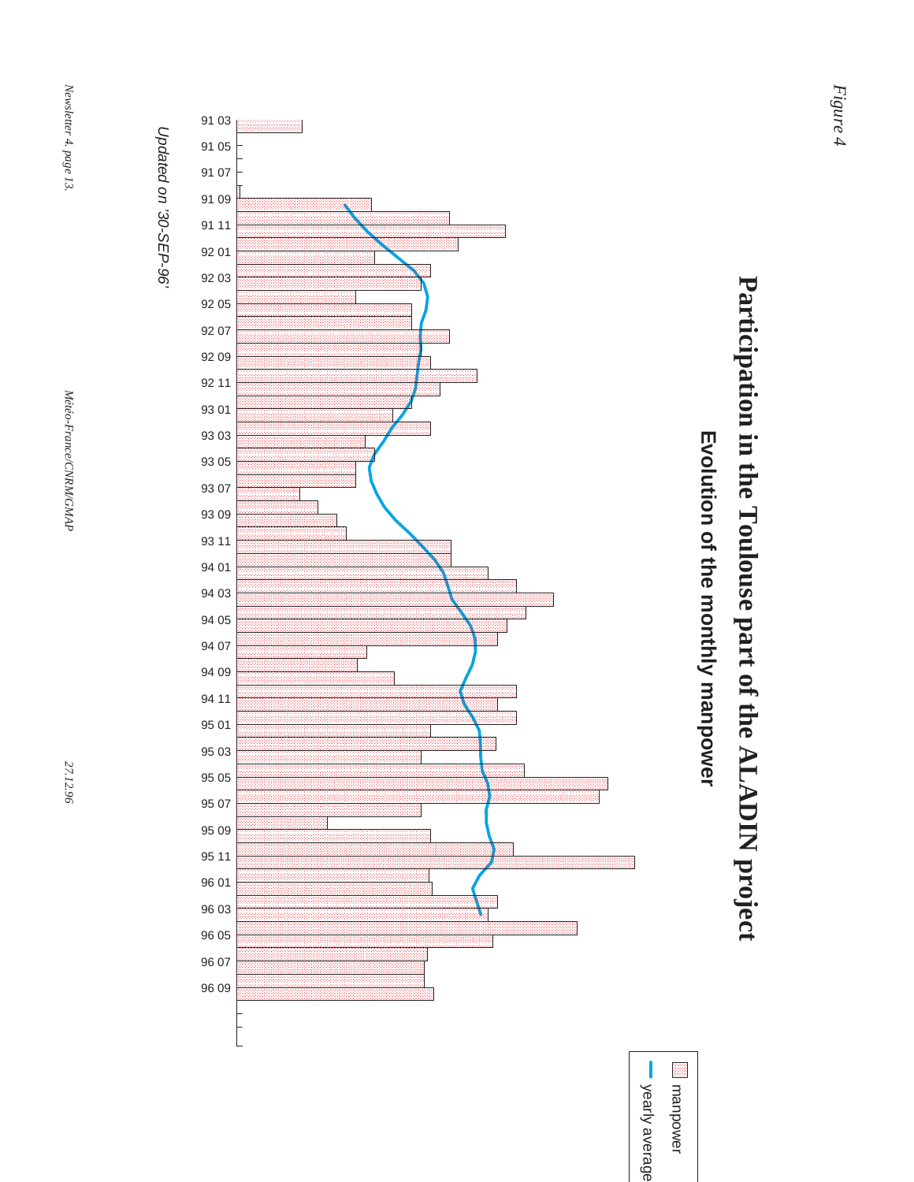Figure 4

# Participation in the Toulouse part of the ALADIN project

## Evolution of the monthly manpower

91 03
91 05
91 07
91 09
91 11
92 01
92 03
92 05
92 07
92 09
92 11
93 01
93 03
93 05
93 07
93 09
93 11
94 01
94 03
94 05
94 07
94 09
94 11
95 01
95 03
95 05
95 07
95 09
95 11
96 01
96 03
96 05
96 07
96 09

manpower
yearly average

*Updated on '30-SEP-96'*

*Newsletter 4, page 13.*

*Météo-France/CNRM/GMAP*

*27.12.96*